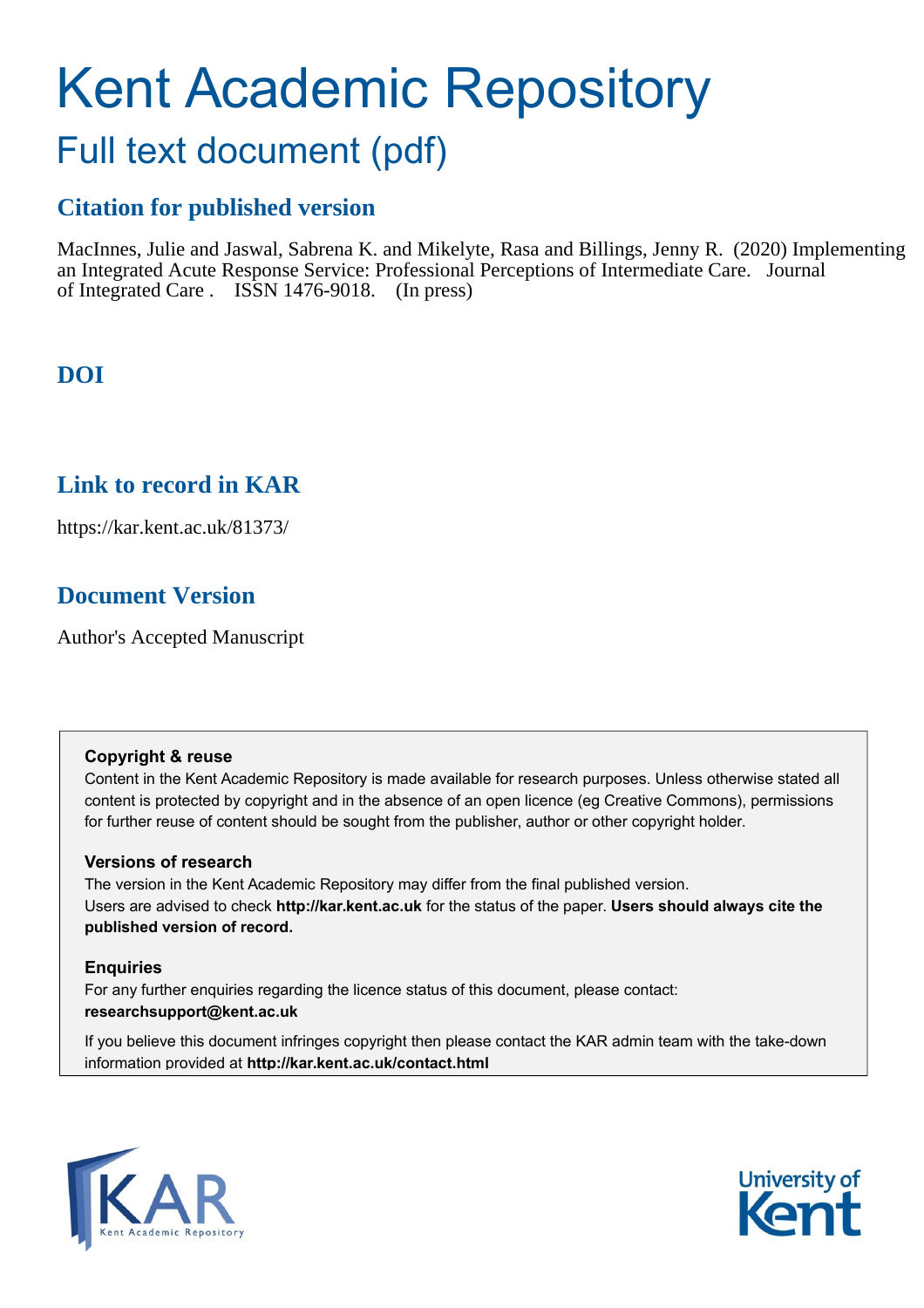# Kent Academic Repository

## Full text document (pdf)

## Citation for published version

MacInnes, Julie and Jaswal, Sabrena K. and Mikelyte, Rasa and Billings, Jenny R. (2020) Implementing an Integrated Acute Response Service: Professional Perceptions of Intermediate Care. Journal of Integrated Care . ISSN 1476-9018. (In press)

## DOI

## Link to record in KAR

https://kar.kent.ac.uk/81373/

## Document Version

Author's Accepted Manuscript

**Copyright & reuse**

Content in the Kent Academic Repository is made available for research purposes. Unless otherwise stated all content is protected by copyright and in the absence of an open licence (eg Creative Commons), permissions for further reuse of content should be sought from the publisher, author or other copyright holder.

**Versions of research**

The version in the Kent Academic Repository may differ from the final published version. Users are advised to check **http://kar.kent.ac.uk** for the status of the paper. **Users should always cite the published version of record.**

**Enquiries**

For any further enquiries regarding the licence status of this document, please contact: **researchsupport@kent.ac.uk**

If you believe this document infringes copyright then please contact the KAR admin team with the take-down information provided at **http://kar.kent.ac.uk/contact.html**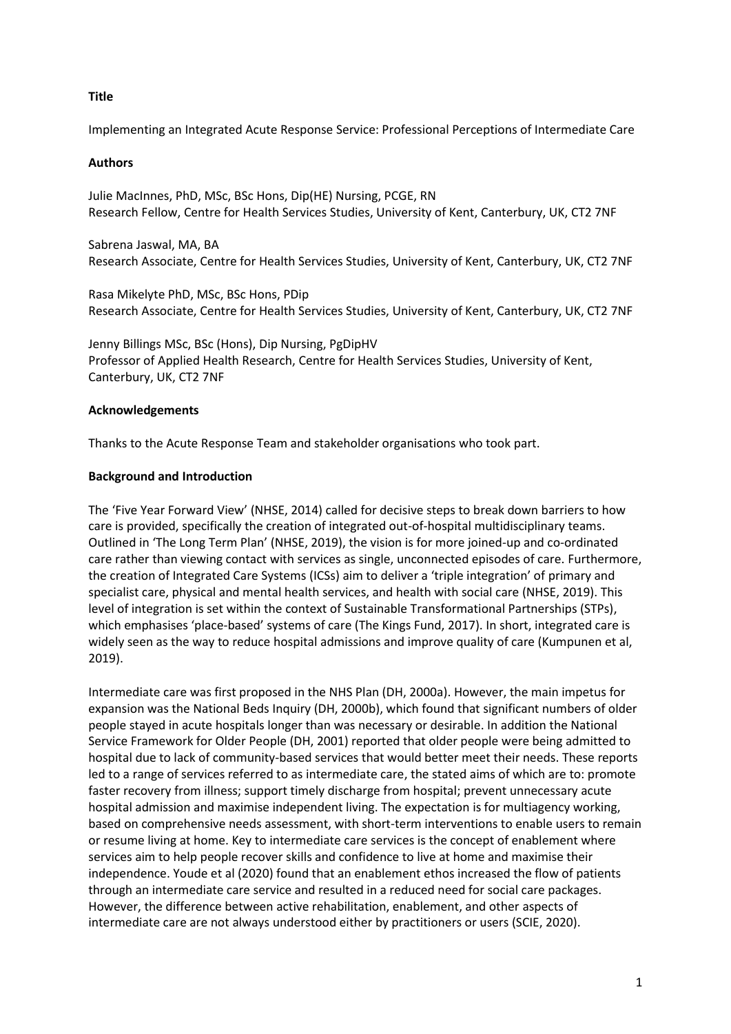**Title**

Implementing an Integrated Acute Response Service: Professional Perceptions of Intermediate Care

**Authors**

Julie MacInnes, PhD, MSc, BSc Hons, Dip(HE) Nursing, PCGE, RN
Research Fellow, Centre for Health Services Studies, University of Kent, Canterbury, UK, CT2 7NF

Sabrena Jaswal, MA, BA
Research Associate, Centre for Health Services Studies, University of Kent, Canterbury, UK, CT2 7NF

Rasa Mikelyte PhD, MSc, BSc Hons, PDip
Research Associate, Centre for Health Services Studies, University of Kent, Canterbury, UK, CT2 7NF

Jenny Billings MSc, BSc (Hons), Dip Nursing, PgDipHV
Professor of Applied Health Research, Centre for Health Services Studies, University of Kent, Canterbury, UK, CT2 7NF

**Acknowledgements**

Thanks to the Acute Response Team and stakeholder organisations who took part.

**Background and Introduction**

The 'Five Year Forward View' (NHSE, 2014) called for decisive steps to break down barriers to how care is provided, specifically the creation of integrated out-of-hospital multidisciplinary teams. Outlined in 'The Long Term Plan' (NHSE, 2019), the vision is for more joined-up and co-ordinated care rather than viewing contact with services as single, unconnected episodes of care. Furthermore, the creation of Integrated Care Systems (ICSs) aim to deliver a 'triple integration' of primary and specialist care, physical and mental health services, and health with social care (NHSE, 2019). This level of integration is set within the context of Sustainable Transformational Partnerships (STPs), which emphasises 'place-based' systems of care (The Kings Fund, 2017). In short, integrated care is widely seen as the way to reduce hospital admissions and improve quality of care (Kumpunen et al, 2019).

Intermediate care was first proposed in the NHS Plan (DH, 2000a). However, the main impetus for expansion was the National Beds Inquiry (DH, 2000b), which found that significant numbers of older people stayed in acute hospitals longer than was necessary or desirable. In addition the National Service Framework for Older People (DH, 2001) reported that older people were being admitted to hospital due to lack of community-based services that would better meet their needs. These reports led to a range of services referred to as intermediate care, the stated aims of which are to: promote faster recovery from illness; support timely discharge from hospital; prevent unnecessary acute hospital admission and maximise independent living. The expectation is for multiagency working, based on comprehensive needs assessment, with short-term interventions to enable users to remain or resume living at home. Key to intermediate care services is the concept of enablement where services aim to help people recover skills and confidence to live at home and maximise their independence. Youde et al (2020) found that an enablement ethos increased the flow of patients through an intermediate care service and resulted in a reduced need for social care packages. However, the difference between active rehabilitation, enablement, and other aspects of intermediate care are not always understood either by practitioners or users (SCIE, 2020).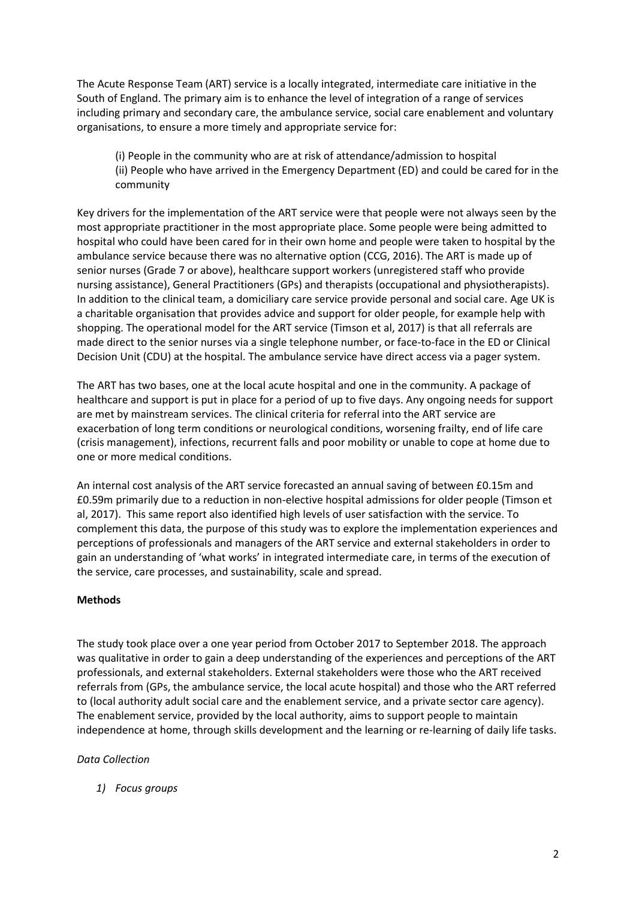The Acute Response Team (ART) service is a locally integrated, intermediate care initiative in the South of England. The primary aim is to enhance the level of integration of a range of services including primary and secondary care, the ambulance service, social care enablement and voluntary organisations, to ensure a more timely and appropriate service for:

(i) People in the community who are at risk of attendance/admission to hospital
(ii) People who have arrived in the Emergency Department (ED) and could be cared for in the community

Key drivers for the implementation of the ART service were that people were not always seen by the most appropriate practitioner in the most appropriate place. Some people were being admitted to hospital who could have been cared for in their own home and people were taken to hospital by the ambulance service because there was no alternative option (CCG, 2016). The ART is made up of senior nurses (Grade 7 or above), healthcare support workers (unregistered staff who provide nursing assistance), General Practitioners (GPs) and therapists (occupational and physiotherapists). In addition to the clinical team, a domiciliary care service provide personal and social care. Age UK is a charitable organisation that provides advice and support for older people, for example help with shopping. The operational model for the ART service (Timson et al, 2017) is that all referrals are made direct to the senior nurses via a single telephone number, or face-to-face in the ED or Clinical Decision Unit (CDU) at the hospital. The ambulance service have direct access via a pager system.

The ART has two bases, one at the local acute hospital and one in the community. A package of healthcare and support is put in place for a period of up to five days. Any ongoing needs for support are met by mainstream services. The clinical criteria for referral into the ART service are exacerbation of long term conditions or neurological conditions, worsening frailty, end of life care (crisis management), infections, recurrent falls and poor mobility or unable to cope at home due to one or more medical conditions.

An internal cost analysis of the ART service forecasted an annual saving of between £0.15m and £0.59m primarily due to a reduction in non-elective hospital admissions for older people (Timson et al, 2017). This same report also identified high levels of user satisfaction with the service. To complement this data, the purpose of this study was to explore the implementation experiences and perceptions of professionals and managers of the ART service and external stakeholders in order to gain an understanding of 'what works' in integrated intermediate care, in terms of the execution of the service, care processes, and sustainability, scale and spread.

## Methods

The study took place over a one year period from October 2017 to September 2018. The approach was qualitative in order to gain a deep understanding of the experiences and perceptions of the ART professionals, and external stakeholders. External stakeholders were those who the ART received referrals from (GPs, the ambulance service, the local acute hospital) and those who the ART referred to (local authority adult social care and the enablement service, and a private sector care agency). The enablement service, provided by the local authority, aims to support people to maintain independence at home, through skills development and the learning or re-learning of daily life tasks.

### *Data Collection*

1) *Focus groups*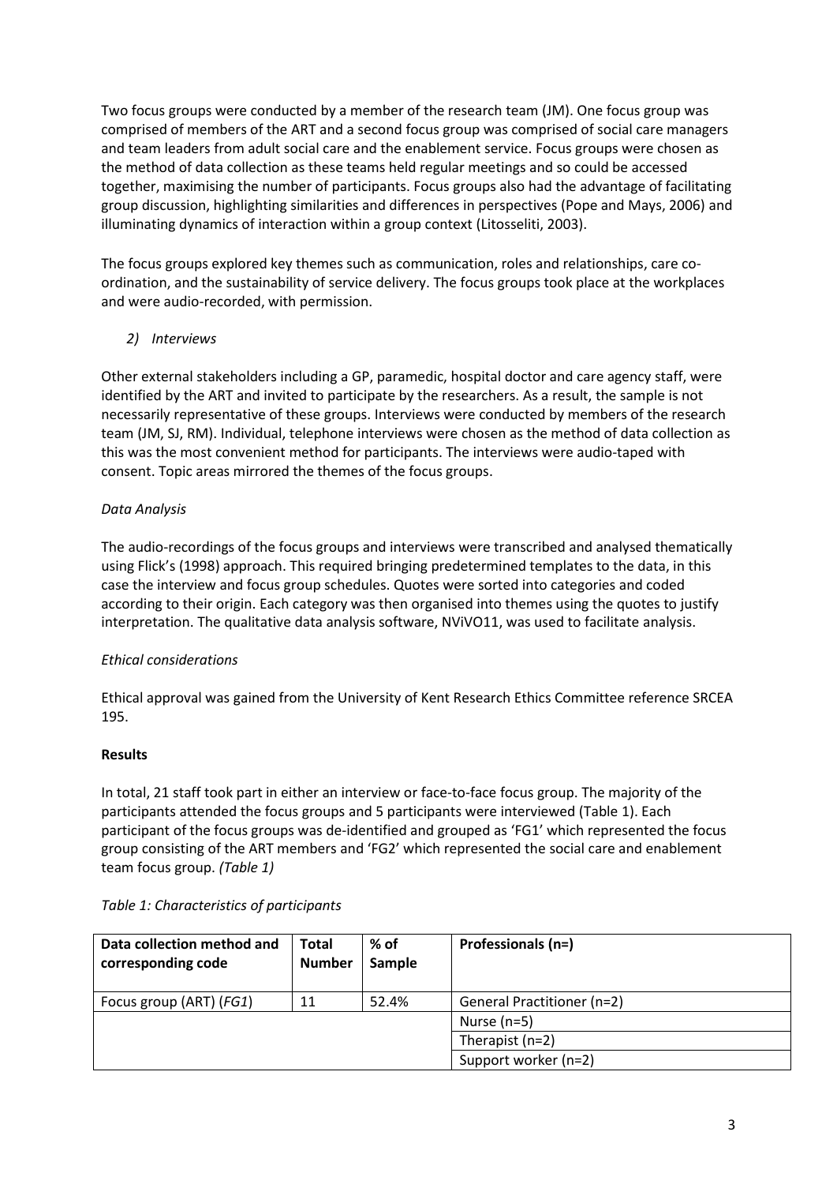Two focus groups were conducted by a member of the research team (JM). One focus group was comprised of members of the ART and a second focus group was comprised of social care managers and team leaders from adult social care and the enablement service. Focus groups were chosen as the method of data collection as these teams held regular meetings and so could be accessed together, maximising the number of participants. Focus groups also had the advantage of facilitating group discussion, highlighting similarities and differences in perspectives (Pope and Mays, 2006) and illuminating dynamics of interaction within a group context (Litosseliti, 2003).

The focus groups explored key themes such as communication, roles and relationships, care co-ordination, and the sustainability of service delivery. The focus groups took place at the workplaces and were audio-recorded, with permission.

*2) Interviews*

Other external stakeholders including a GP, paramedic, hospital doctor and care agency staff, were identified by the ART and invited to participate by the researchers. As a result, the sample is not necessarily representative of these groups. Interviews were conducted by members of the research team (JM, SJ, RM). Individual, telephone interviews were chosen as the method of data collection as this was the most convenient method for participants. The interviews were audio-taped with consent. Topic areas mirrored the themes of the focus groups.

*Data Analysis*

The audio-recordings of the focus groups and interviews were transcribed and analysed thematically using Flick's (1998) approach. This required bringing predetermined templates to the data, in this case the interview and focus group schedules. Quotes were sorted into categories and coded according to their origin. Each category was then organised into themes using the quotes to justify interpretation. The qualitative data analysis software, NViVO11, was used to facilitate analysis.

*Ethical considerations*

Ethical approval was gained from the University of Kent Research Ethics Committee reference SRCEA 195.

**Results**

In total, 21 staff took part in either an interview or face-to-face focus group. The majority of the participants attended the focus groups and 5 participants were interviewed (Table 1). Each participant of the focus groups was de-identified and grouped as 'FG1' which represented the focus group consisting of the ART members and 'FG2' which represented the social care and enablement team focus group. *(Table 1)*

*Table 1: Characteristics of participants*

| Data collection method and corresponding code | Total Number | % of Sample | Professionals (n=) |
|---|---|---|---|
| Focus group (ART) (*FG1*) | 11 | 52.4% | General Practitioner (n=2) |
| | | | Nurse (n=5) |
| | | | Therapist (n=2) |
| | | | Support worker (n=2) |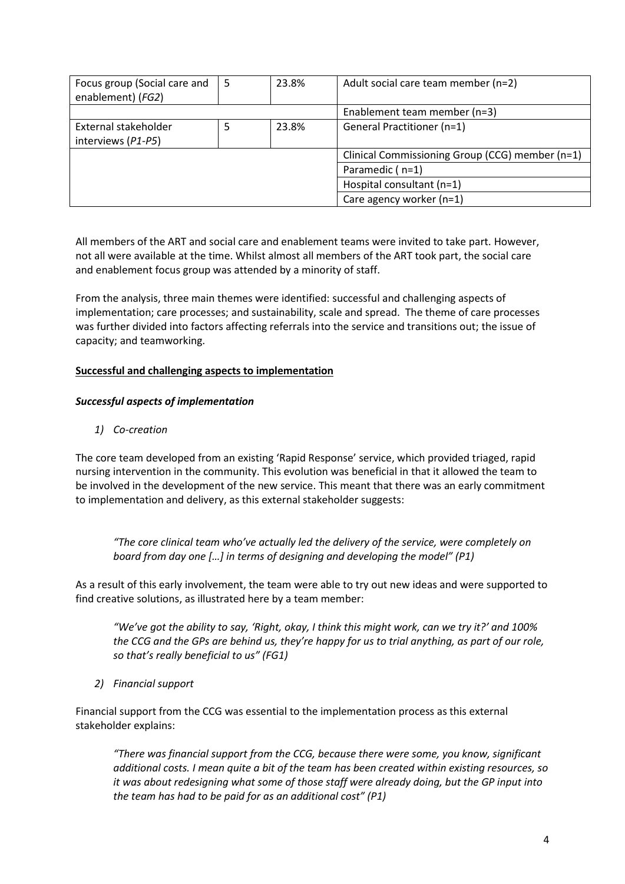| Focus group (Social care and enablement) (*FG2*) | 5 | 23.8% | Adult social care team member (n=2) |
|---|---|---|---|
| | | | Enablement team member (n=3) |
| External stakeholder interviews (*P1-P5*) | 5 | 23.8% | General Practitioner (n=1) |
| | | | Clinical Commissioning Group (CCG) member (n=1) |
| | | | Paramedic ( n=1) |
| | | | Hospital consultant (n=1) |
| | | | Care agency worker (n=1) |

All members of the ART and social care and enablement teams were invited to take part. However, not all were available at the time. Whilst almost all members of the ART took part, the social care and enablement focus group was attended by a minority of staff.

From the analysis, three main themes were identified: successful and challenging aspects of implementation; care processes; and sustainability, scale and spread. The theme of care processes was further divided into factors affecting referrals into the service and transitions out; the issue of capacity; and teamworking.

**Successful and challenging aspects to implementation**

***Successful aspects of implementation***

1) *Co-creation*

The core team developed from an existing 'Rapid Response' service, which provided triaged, rapid nursing intervention in the community. This evolution was beneficial in that it allowed the team to be involved in the development of the new service. This meant that there was an early commitment to implementation and delivery, as this external stakeholder suggests:

> *"The core clinical team who've actually led the delivery of the service, were completely on board from day one […] in terms of designing and developing the model" (P1)*

As a result of this early involvement, the team were able to try out new ideas and were supported to find creative solutions, as illustrated here by a team member:

> *"We've got the ability to say, 'Right, okay, I think this might work, can we try it?' and 100% the CCG and the GPs are behind us, they're happy for us to trial anything, as part of our role, so that's really beneficial to us" (FG1)*

2) *Financial support*

Financial support from the CCG was essential to the implementation process as this external stakeholder explains:

> *"There was financial support from the CCG, because there were some, you know, significant additional costs. I mean quite a bit of the team has been created within existing resources, so it was about redesigning what some of those staff were already doing, but the GP input into the team has had to be paid for as an additional cost" (P1)*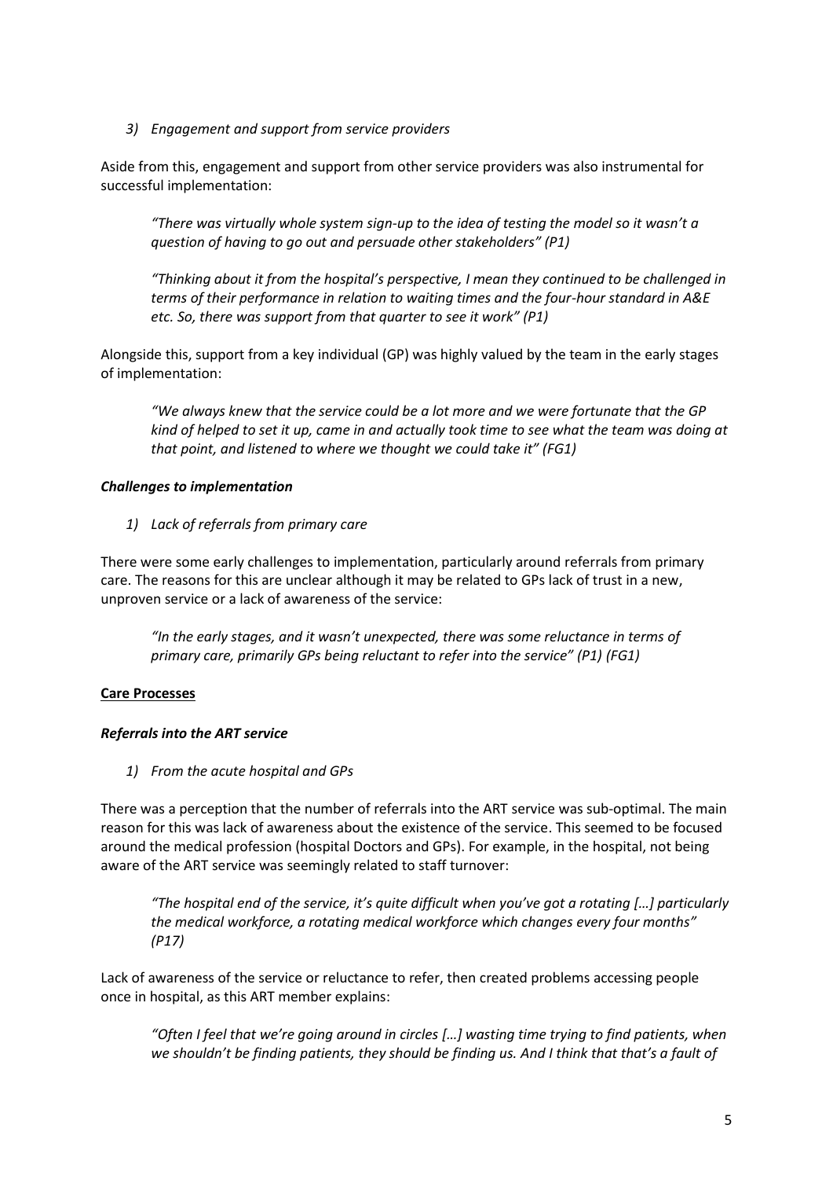*3) Engagement and support from service providers*

Aside from this, engagement and support from other service providers was also instrumental for successful implementation:

> *"There was virtually whole system sign-up to the idea of testing the model so it wasn't a question of having to go out and persuade other stakeholders" (P1)*

> *"Thinking about it from the hospital's perspective, I mean they continued to be challenged in terms of their performance in relation to waiting times and the four-hour standard in A&E etc. So, there was support from that quarter to see it work" (P1)*

Alongside this, support from a key individual (GP) was highly valued by the team in the early stages of implementation:

> *"We always knew that the service could be a lot more and we were fortunate that the GP kind of helped to set it up, came in and actually took time to see what the team was doing at that point, and listened to where we thought we could take it" (FG1)*

***Challenges to implementation***

*1) Lack of referrals from primary care*

There were some early challenges to implementation, particularly around referrals from primary care. The reasons for this are unclear although it may be related to GPs lack of trust in a new, unproven service or a lack of awareness of the service:

> *"In the early stages, and it wasn't unexpected, there was some reluctance in terms of primary care, primarily GPs being reluctant to refer into the service" (P1) (FG1)*

**Care Processes**

***Referrals into the ART service***

*1) From the acute hospital and GPs*

There was a perception that the number of referrals into the ART service was sub-optimal. The main reason for this was lack of awareness about the existence of the service. This seemed to be focused around the medical profession (hospital Doctors and GPs). For example, in the hospital, not being aware of the ART service was seemingly related to staff turnover:

> *"The hospital end of the service, it's quite difficult when you've got a rotating […] particularly the medical workforce, a rotating medical workforce which changes every four months" (P17)*

Lack of awareness of the service or reluctance to refer, then created problems accessing people once in hospital, as this ART member explains:

> *"Often I feel that we're going around in circles […] wasting time trying to find patients, when we shouldn't be finding patients, they should be finding us. And I think that that's a fault of*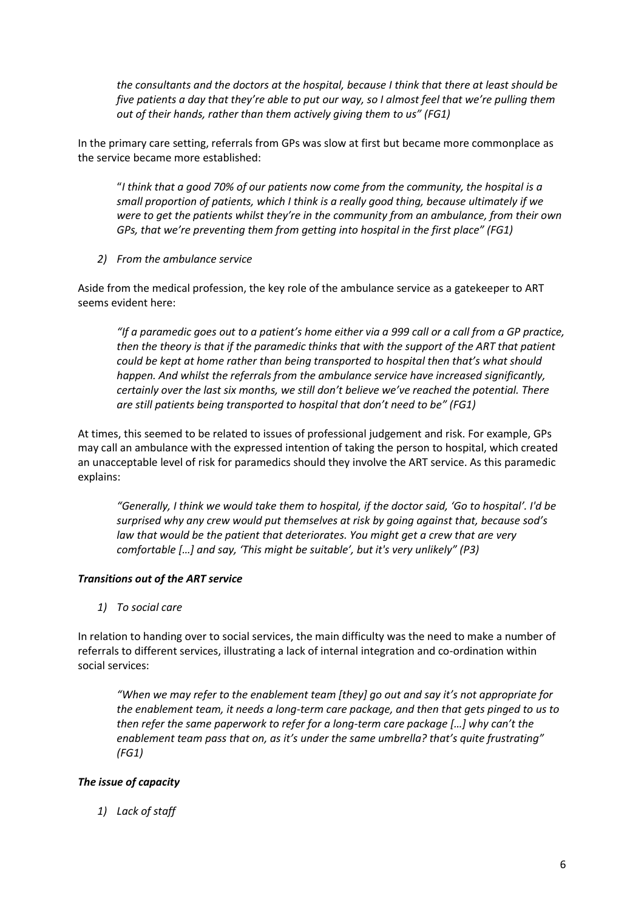*the consultants and the doctors at the hospital, because I think that there at least should be five patients a day that they're able to put our way, so I almost feel that we're pulling them out of their hands, rather than them actively giving them to us" (FG1)*

In the primary care setting, referrals from GPs was slow at first but became more commonplace as the service became more established:

"*I think that a good 70% of our patients now come from the community, the hospital is a small proportion of patients, which I think is a really good thing, because ultimately if we were to get the patients whilst they're in the community from an ambulance, from their own GPs, that we're preventing them from getting into hospital in the first place" (FG1)*

*2) From the ambulance service*

Aside from the medical profession, the key role of the ambulance service as a gatekeeper to ART seems evident here:

*"If a paramedic goes out to a patient's home either via a 999 call or a call from a GP practice, then the theory is that if the paramedic thinks that with the support of the ART that patient could be kept at home rather than being transported to hospital then that's what should happen. And whilst the referrals from the ambulance service have increased significantly, certainly over the last six months, we still don't believe we've reached the potential. There are still patients being transported to hospital that don't need to be" (FG1)*

At times, this seemed to be related to issues of professional judgement and risk. For example, GPs may call an ambulance with the expressed intention of taking the person to hospital, which created an unacceptable level of risk for paramedics should they involve the ART service. As this paramedic explains:

*"Generally, I think we would take them to hospital, if the doctor said, 'Go to hospital'. I'd be surprised why any crew would put themselves at risk by going against that, because sod's law that would be the patient that deteriorates. You might get a crew that are very comfortable […] and say, 'This might be suitable', but it's very unlikely" (P3)*

***Transitions out of the ART service***

*1) To social care*

In relation to handing over to social services, the main difficulty was the need to make a number of referrals to different services, illustrating a lack of internal integration and co-ordination within social services:

*"When we may refer to the enablement team [they] go out and say it's not appropriate for the enablement team, it needs a long-term care package, and then that gets pinged to us to then refer the same paperwork to refer for a long-term care package […] why can't the enablement team pass that on, as it's under the same umbrella? that's quite frustrating" (FG1)*

***The issue of capacity***

*1) Lack of staff*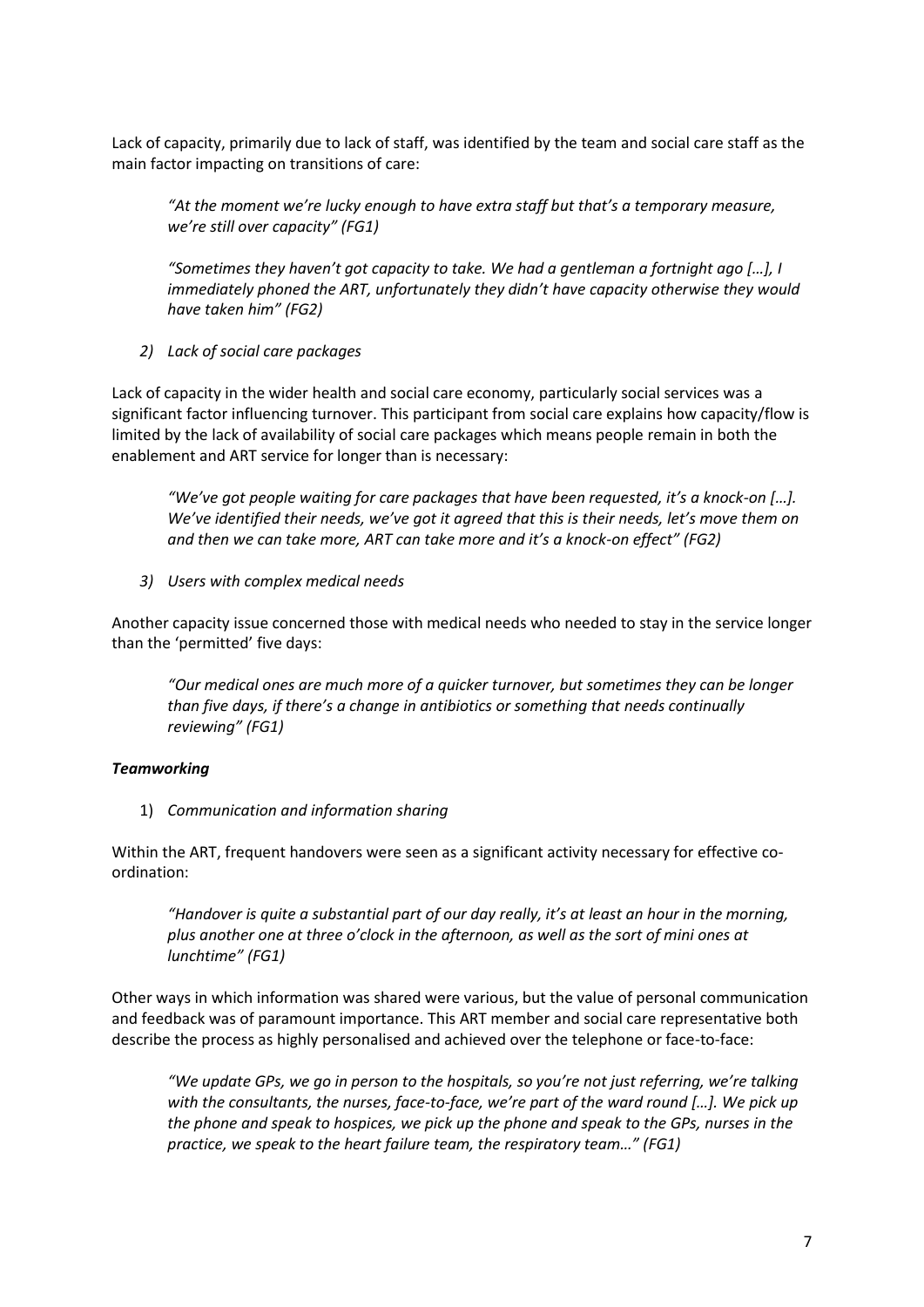Lack of capacity, primarily due to lack of staff, was identified by the team and social care staff as the main factor impacting on transitions of care:

> *"At the moment we're lucky enough to have extra staff but that's a temporary measure, we're still over capacity" (FG1)*

> *"Sometimes they haven't got capacity to take. We had a gentleman a fortnight ago […], I immediately phoned the ART, unfortunately they didn't have capacity otherwise they would have taken him" (FG2)*

*2) Lack of social care packages*

Lack of capacity in the wider health and social care economy, particularly social services was a significant factor influencing turnover. This participant from social care explains how capacity/flow is limited by the lack of availability of social care packages which means people remain in both the enablement and ART service for longer than is necessary:

> *"We've got people waiting for care packages that have been requested, it's a knock-on […]. We've identified their needs, we've got it agreed that this is their needs, let's move them on and then we can take more, ART can take more and it's a knock-on effect" (FG2)*

*3) Users with complex medical needs*

Another capacity issue concerned those with medical needs who needed to stay in the service longer than the 'permitted' five days:

> *"Our medical ones are much more of a quicker turnover, but sometimes they can be longer than five days, if there's a change in antibiotics or something that needs continually reviewing" (FG1)*

***Teamworking***

1) *Communication and information sharing*

Within the ART, frequent handovers were seen as a significant activity necessary for effective co-ordination:

> *"Handover is quite a substantial part of our day really, it's at least an hour in the morning, plus another one at three o'clock in the afternoon, as well as the sort of mini ones at lunchtime" (FG1)*

Other ways in which information was shared were various, but the value of personal communication and feedback was of paramount importance. This ART member and social care representative both describe the process as highly personalised and achieved over the telephone or face-to-face:

> *"We update GPs, we go in person to the hospitals, so you're not just referring, we're talking with the consultants, the nurses, face-to-face, we're part of the ward round […]. We pick up the phone and speak to hospices, we pick up the phone and speak to the GPs, nurses in the practice, we speak to the heart failure team, the respiratory team…" (FG1)*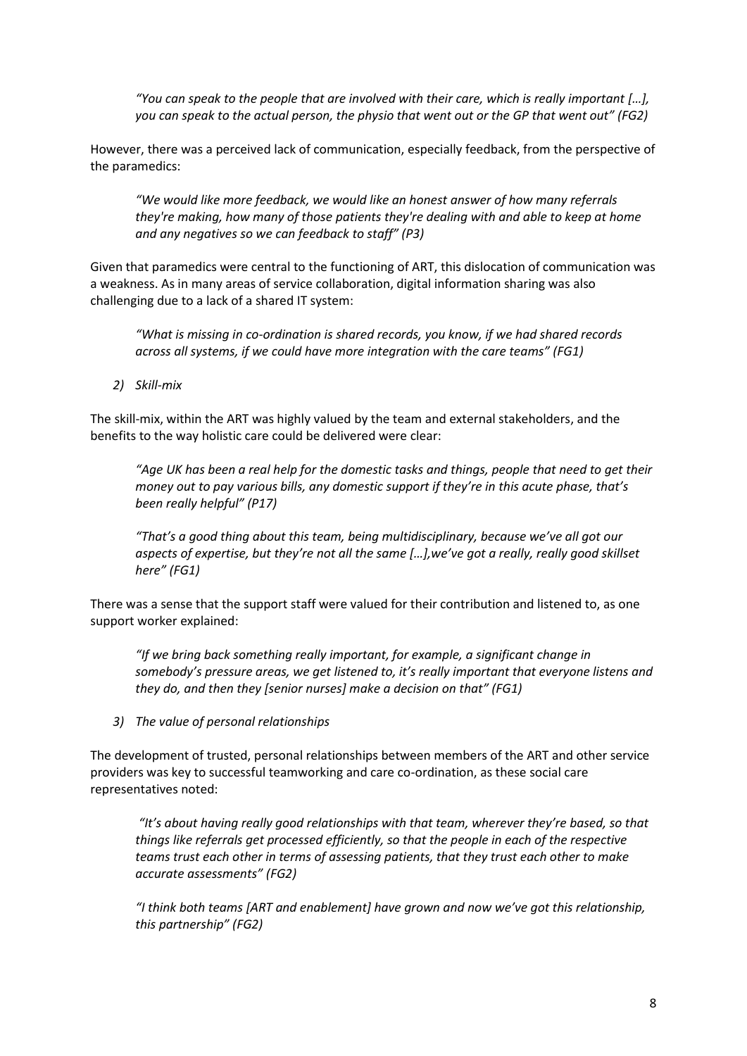*"You can speak to the people that are involved with their care, which is really important […], you can speak to the actual person, the physio that went out or the GP that went out" (FG2)*

However, there was a perceived lack of communication, especially feedback, from the perspective of the paramedics:

*"We would like more feedback, we would like an honest answer of how many referrals they're making, how many of those patients they're dealing with and able to keep at home and any negatives so we can feedback to staff" (P3)*

Given that paramedics were central to the functioning of ART, this dislocation of communication was a weakness. As in many areas of service collaboration, digital information sharing was also challenging due to a lack of a shared IT system:

*"What is missing in co-ordination is shared records, you know, if we had shared records across all systems, if we could have more integration with the care teams" (FG1)*

*2) Skill-mix*

The skill-mix, within the ART was highly valued by the team and external stakeholders, and the benefits to the way holistic care could be delivered were clear:

*"Age UK has been a real help for the domestic tasks and things, people that need to get their money out to pay various bills, any domestic support if they're in this acute phase, that's been really helpful" (P17)*

*"That's a good thing about this team, being multidisciplinary, because we've all got our aspects of expertise, but they're not all the same […],we've got a really, really good skillset here" (FG1)*

There was a sense that the support staff were valued for their contribution and listened to, as one support worker explained:

*"If we bring back something really important, for example, a significant change in somebody's pressure areas, we get listened to, it's really important that everyone listens and they do, and then they [senior nurses] make a decision on that" (FG1)*

*3) The value of personal relationships*

The development of trusted, personal relationships between members of the ART and other service providers was key to successful teamworking and care co-ordination, as these social care representatives noted:

*"It's about having really good relationships with that team, wherever they're based, so that things like referrals get processed efficiently, so that the people in each of the respective teams trust each other in terms of assessing patients, that they trust each other to make accurate assessments" (FG2)*

*"I think both teams [ART and enablement] have grown and now we've got this relationship, this partnership" (FG2)*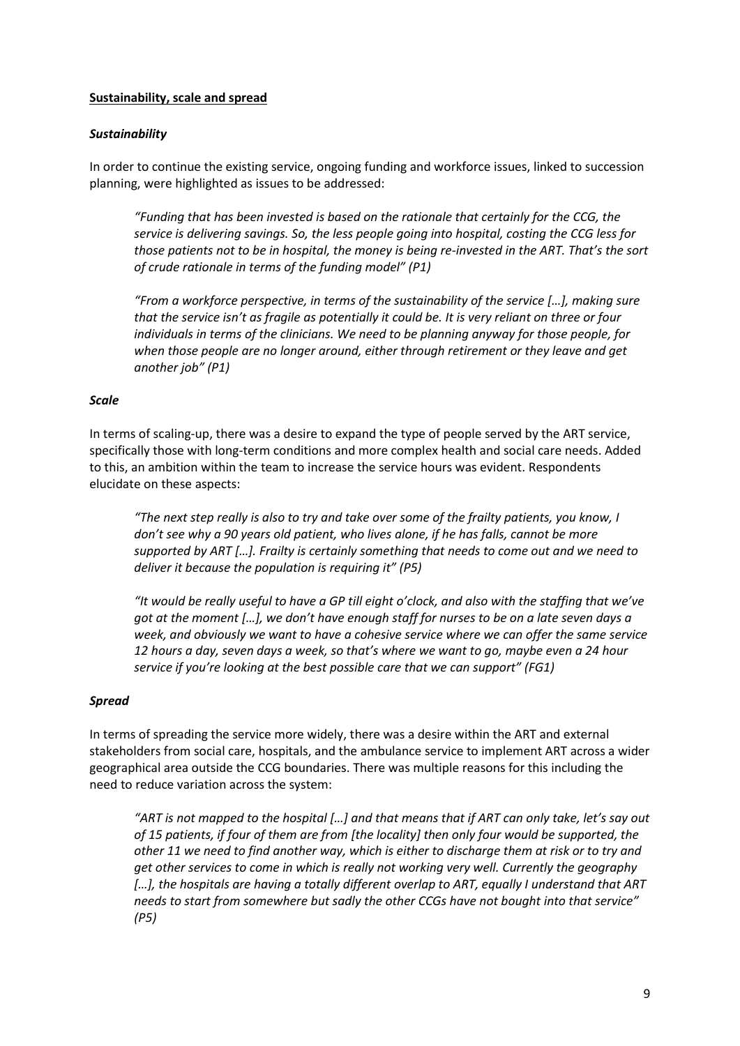**Sustainability, scale and spread**

***Sustainability***

In order to continue the existing service, ongoing funding and workforce issues, linked to succession planning, were highlighted as issues to be addressed:

> *"Funding that has been invested is based on the rationale that certainly for the CCG, the service is delivering savings. So, the less people going into hospital, costing the CCG less for those patients not to be in hospital, the money is being re-invested in the ART. That's the sort of crude rationale in terms of the funding model" (P1)*

> *"From a workforce perspective, in terms of the sustainability of the service […], making sure that the service isn't as fragile as potentially it could be. It is very reliant on three or four individuals in terms of the clinicians. We need to be planning anyway for those people, for when those people are no longer around, either through retirement or they leave and get another job" (P1)*

***Scale***

In terms of scaling-up, there was a desire to expand the type of people served by the ART service, specifically those with long-term conditions and more complex health and social care needs. Added to this, an ambition within the team to increase the service hours was evident. Respondents elucidate on these aspects:

> *"The next step really is also to try and take over some of the frailty patients, you know, I don't see why a 90 years old patient, who lives alone, if he has falls, cannot be more supported by ART […]. Frailty is certainly something that needs to come out and we need to deliver it because the population is requiring it" (P5)*

> *"It would be really useful to have a GP till eight o'clock, and also with the staffing that we've got at the moment […], we don't have enough staff for nurses to be on a late seven days a week, and obviously we want to have a cohesive service where we can offer the same service 12 hours a day, seven days a week, so that's where we want to go, maybe even a 24 hour service if you're looking at the best possible care that we can support" (FG1)*

***Spread***

In terms of spreading the service more widely, there was a desire within the ART and external stakeholders from social care, hospitals, and the ambulance service to implement ART across a wider geographical area outside the CCG boundaries. There was multiple reasons for this including the need to reduce variation across the system:

> *"ART is not mapped to the hospital […] and that means that if ART can only take, let's say out of 15 patients, if four of them are from [the locality] then only four would be supported, the other 11 we need to find another way, which is either to discharge them at risk or to try and get other services to come in which is really not working very well. Currently the geography […], the hospitals are having a totally different overlap to ART, equally I understand that ART needs to start from somewhere but sadly the other CCGs have not bought into that service" (P5)*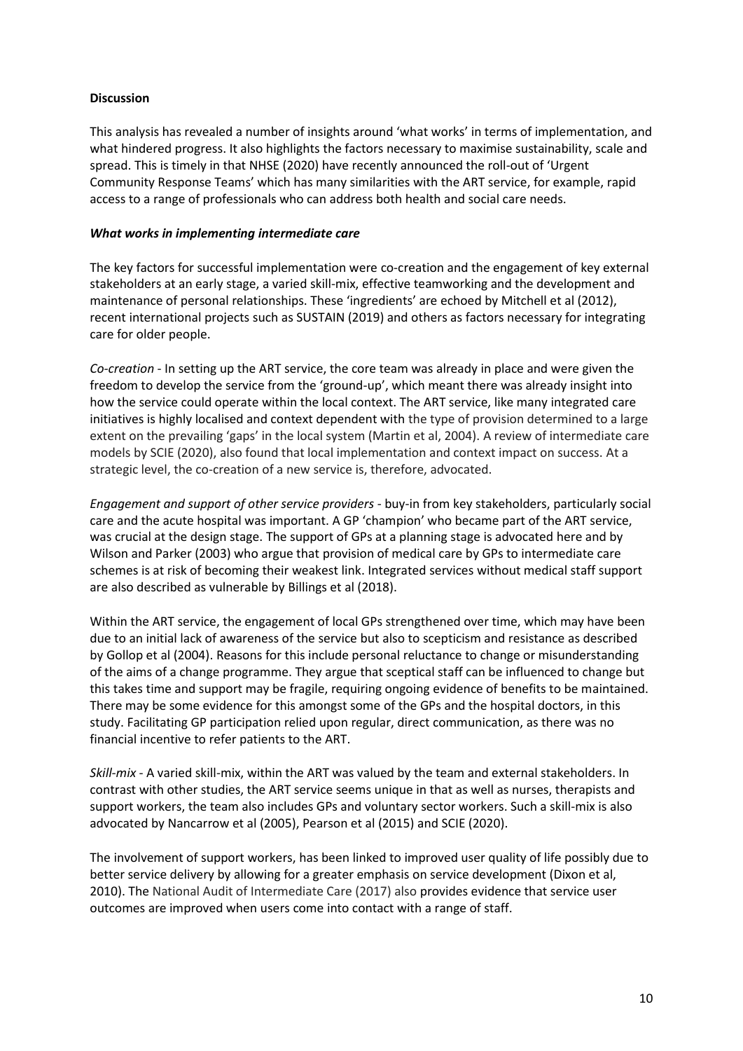**Discussion**

This analysis has revealed a number of insights around 'what works' in terms of implementation, and what hindered progress. It also highlights the factors necessary to maximise sustainability, scale and spread. This is timely in that NHSE (2020) have recently announced the roll-out of 'Urgent Community Response Teams' which has many similarities with the ART service, for example, rapid access to a range of professionals who can address both health and social care needs.

***What works in implementing intermediate care***

The key factors for successful implementation were co-creation and the engagement of key external stakeholders at an early stage, a varied skill-mix, effective teamworking and the development and maintenance of personal relationships. These 'ingredients' are echoed by Mitchell et al (2012), recent international projects such as SUSTAIN (2019) and others as factors necessary for integrating care for older people.

*Co-creation* - In setting up the ART service, the core team was already in place and were given the freedom to develop the service from the 'ground-up', which meant there was already insight into how the service could operate within the local context. The ART service, like many integrated care initiatives is highly localised and context dependent with the type of provision determined to a large extent on the prevailing 'gaps' in the local system (Martin et al, 2004). A review of intermediate care models by SCIE (2020), also found that local implementation and context impact on success. At a strategic level, the co-creation of a new service is, therefore, advocated.

*Engagement and support of other service providers* - buy-in from key stakeholders, particularly social care and the acute hospital was important. A GP 'champion' who became part of the ART service, was crucial at the design stage. The support of GPs at a planning stage is advocated here and by Wilson and Parker (2003) who argue that provision of medical care by GPs to intermediate care schemes is at risk of becoming their weakest link. Integrated services without medical staff support are also described as vulnerable by Billings et al (2018).

Within the ART service, the engagement of local GPs strengthened over time, which may have been due to an initial lack of awareness of the service but also to scepticism and resistance as described by Gollop et al (2004). Reasons for this include personal reluctance to change or misunderstanding of the aims of a change programme. They argue that sceptical staff can be influenced to change but this takes time and support may be fragile, requiring ongoing evidence of benefits to be maintained. There may be some evidence for this amongst some of the GPs and the hospital doctors, in this study. Facilitating GP participation relied upon regular, direct communication, as there was no financial incentive to refer patients to the ART.

*Skill-mix* - A varied skill-mix, within the ART was valued by the team and external stakeholders. In contrast with other studies, the ART service seems unique in that as well as nurses, therapists and support workers, the team also includes GPs and voluntary sector workers. Such a skill-mix is also advocated by Nancarrow et al (2005), Pearson et al (2015) and SCIE (2020).

The involvement of support workers, has been linked to improved user quality of life possibly due to better service delivery by allowing for a greater emphasis on service development (Dixon et al, 2010). The National Audit of Intermediate Care (2017) also provides evidence that service user outcomes are improved when users come into contact with a range of staff.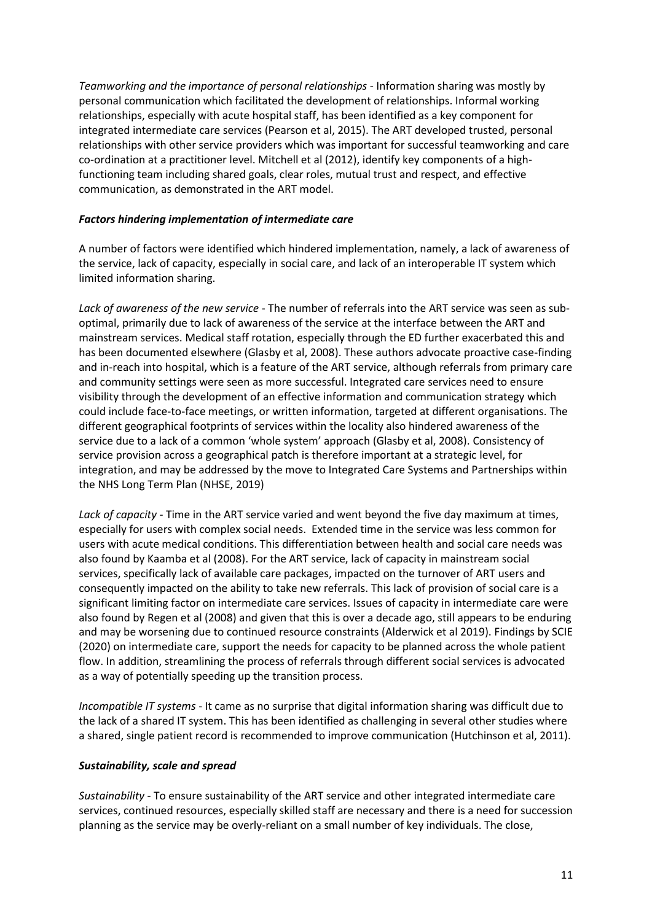*Teamworking and the importance of personal relationships* - Information sharing was mostly by personal communication which facilitated the development of relationships. Informal working relationships, especially with acute hospital staff, has been identified as a key component for integrated intermediate care services (Pearson et al, 2015). The ART developed trusted, personal relationships with other service providers which was important for successful teamworking and care co-ordination at a practitioner level. Mitchell et al (2012), identify key components of a high-functioning team including shared goals, clear roles, mutual trust and respect, and effective communication, as demonstrated in the ART model.

### ***Factors hindering implementation of intermediate care***

A number of factors were identified which hindered implementation, namely, a lack of awareness of the service, lack of capacity, especially in social care, and lack of an interoperable IT system which limited information sharing.

*Lack of awareness of the new service* - The number of referrals into the ART service was seen as sub-optimal, primarily due to lack of awareness of the service at the interface between the ART and mainstream services. Medical staff rotation, especially through the ED further exacerbated this and has been documented elsewhere (Glasby et al, 2008). These authors advocate proactive case-finding and in-reach into hospital, which is a feature of the ART service, although referrals from primary care and community settings were seen as more successful. Integrated care services need to ensure visibility through the development of an effective information and communication strategy which could include face-to-face meetings, or written information, targeted at different organisations. The different geographical footprints of services within the locality also hindered awareness of the service due to a lack of a common 'whole system' approach (Glasby et al, 2008). Consistency of service provision across a geographical patch is therefore important at a strategic level, for integration, and may be addressed by the move to Integrated Care Systems and Partnerships within the NHS Long Term Plan (NHSE, 2019)

*Lack of capacity* - Time in the ART service varied and went beyond the five day maximum at times, especially for users with complex social needs. Extended time in the service was less common for users with acute medical conditions. This differentiation between health and social care needs was also found by Kaamba et al (2008). For the ART service, lack of capacity in mainstream social services, specifically lack of available care packages, impacted on the turnover of ART users and consequently impacted on the ability to take new referrals. This lack of provision of social care is a significant limiting factor on intermediate care services. Issues of capacity in intermediate care were also found by Regen et al (2008) and given that this is over a decade ago, still appears to be enduring and may be worsening due to continued resource constraints (Alderwick et al 2019). Findings by SCIE (2020) on intermediate care, support the needs for capacity to be planned across the whole patient flow. In addition, streamlining the process of referrals through different social services is advocated as a way of potentially speeding up the transition process.

*Incompatible IT systems* - It came as no surprise that digital information sharing was difficult due to the lack of a shared IT system. This has been identified as challenging in several other studies where a shared, single patient record is recommended to improve communication (Hutchinson et al, 2011).

### ***Sustainability, scale and spread***

*Sustainability* - To ensure sustainability of the ART service and other integrated intermediate care services, continued resources, especially skilled staff are necessary and there is a need for succession planning as the service may be overly-reliant on a small number of key individuals. The close,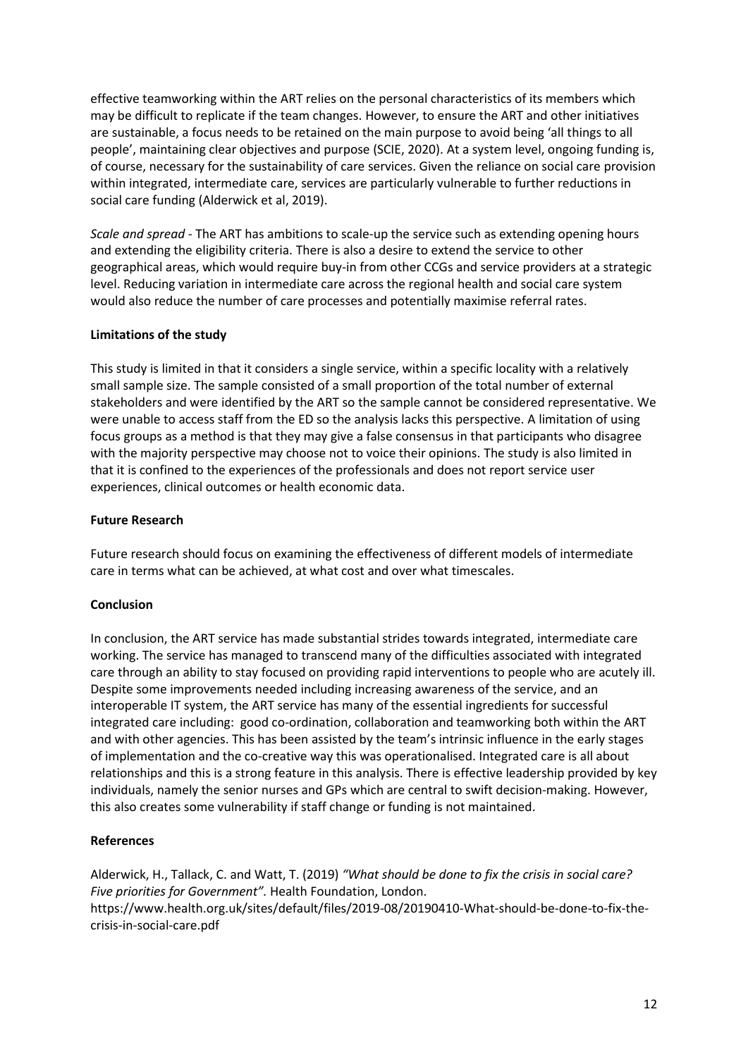effective teamworking within the ART relies on the personal characteristics of its members which may be difficult to replicate if the team changes. However, to ensure the ART and other initiatives are sustainable, a focus needs to be retained on the main purpose to avoid being 'all things to all people', maintaining clear objectives and purpose (SCIE, 2020). At a system level, ongoing funding is, of course, necessary for the sustainability of care services. Given the reliance on social care provision within integrated, intermediate care, services are particularly vulnerable to further reductions in social care funding (Alderwick et al, 2019).

*Scale and spread* - The ART has ambitions to scale-up the service such as extending opening hours and extending the eligibility criteria. There is also a desire to extend the service to other geographical areas, which would require buy-in from other CCGs and service providers at a strategic level. Reducing variation in intermediate care across the regional health and social care system would also reduce the number of care processes and potentially maximise referral rates.

**Limitations of the study**

This study is limited in that it considers a single service, within a specific locality with a relatively small sample size. The sample consisted of a small proportion of the total number of external stakeholders and were identified by the ART so the sample cannot be considered representative. We were unable to access staff from the ED so the analysis lacks this perspective. A limitation of using focus groups as a method is that they may give a false consensus in that participants who disagree with the majority perspective may choose not to voice their opinions. The study is also limited in that it is confined to the experiences of the professionals and does not report service user experiences, clinical outcomes or health economic data.

**Future Research**

Future research should focus on examining the effectiveness of different models of intermediate care in terms what can be achieved, at what cost and over what timescales.

**Conclusion**

In conclusion, the ART service has made substantial strides towards integrated, intermediate care working. The service has managed to transcend many of the difficulties associated with integrated care through an ability to stay focused on providing rapid interventions to people who are acutely ill. Despite some improvements needed including increasing awareness of the service, and an interoperable IT system, the ART service has many of the essential ingredients for successful integrated care including: good co-ordination, collaboration and teamworking both within the ART and with other agencies. This has been assisted by the team's intrinsic influence in the early stages of implementation and the co-creative way this was operationalised. Integrated care is all about relationships and this is a strong feature in this analysis. There is effective leadership provided by key individuals, namely the senior nurses and GPs which are central to swift decision-making. However, this also creates some vulnerability if staff change or funding is not maintained.

**References**

Alderwick, H., Tallack, C. and Watt, T. (2019) *"What should be done to fix the crisis in social care? Five priorities for Government"*. Health Foundation, London. https://www.health.org.uk/sites/default/files/2019-08/20190410-What-should-be-done-to-fix-the-crisis-in-social-care.pdf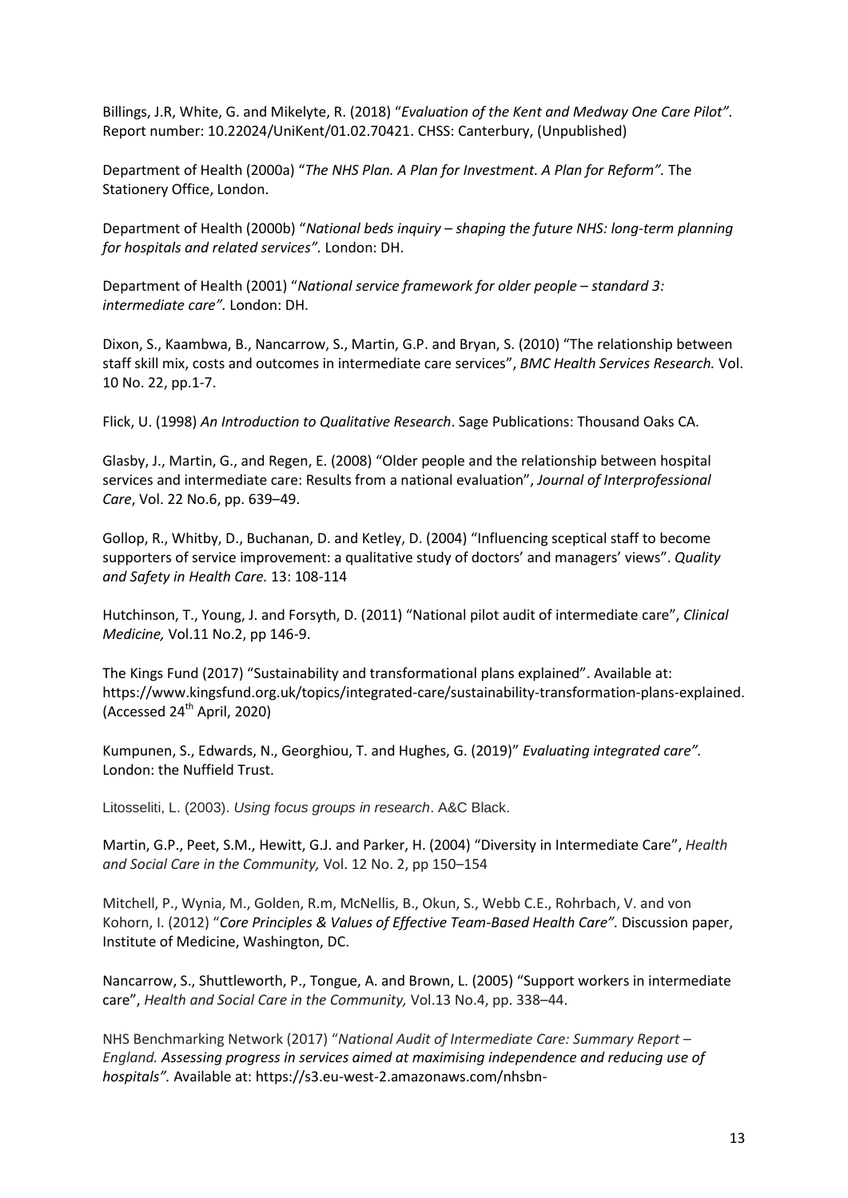Billings, J.R, White, G. and Mikelyte, R. (2018) "*Evaluation of the Kent and Medway One Care Pilot".* Report number: 10.22024/UniKent/01.02.70421. CHSS: Canterbury, (Unpublished)

Department of Health (2000a) "*The NHS Plan. A Plan for Investment. A Plan for Reform".* The Stationery Office, London.

Department of Health (2000b) "*National beds inquiry – shaping the future NHS: long-term planning for hospitals and related services".* London: DH.

Department of Health (2001) "*National service framework for older people – standard 3: intermediate care".* London: DH.

Dixon, S., Kaambwa, B., Nancarrow, S., Martin, G.P. and Bryan, S. (2010) "The relationship between staff skill mix, costs and outcomes in intermediate care services", *BMC Health Services Research.* Vol. 10 No. 22, pp.1-7.

Flick, U. (1998) *An Introduction to Qualitative Research*. Sage Publications: Thousand Oaks CA.

Glasby, J., Martin, G., and Regen, E. (2008) "Older people and the relationship between hospital services and intermediate care: Results from a national evaluation", *Journal of Interprofessional Care*, Vol. 22 No.6, pp. 639–49.

Gollop, R., Whitby, D., Buchanan, D. and Ketley, D. (2004) "Influencing sceptical staff to become supporters of service improvement: a qualitative study of doctors' and managers' views". *Quality and Safety in Health Care.* 13: 108-114

Hutchinson, T., Young, J. and Forsyth, D. (2011) "National pilot audit of intermediate care", *Clinical Medicine,* Vol.11 No.2, pp 146-9.

The Kings Fund (2017) "Sustainability and transformational plans explained". Available at: https://www.kingsfund.org.uk/topics/integrated-care/sustainability-transformation-plans-explained. (Accessed 24th April, 2020)

Kumpunen, S., Edwards, N., Georghiou, T. and Hughes, G. (2019)" *Evaluating integrated care".* London: the Nuffield Trust.

Litosseliti, L. (2003). *Using focus groups in research*. A&C Black.

Martin, G.P., Peet, S.M., Hewitt, G.J. and Parker, H. (2004) "Diversity in Intermediate Care", *Health and Social Care in the Community,* Vol. 12 No. 2, pp 150–154

Mitchell, P., Wynia, M., Golden, R.m, McNellis, B., Okun, S., Webb C.E., Rohrbach, V. and von Kohorn, I. (2012) "*Core Principles & Values of Effective Team-Based Health Care".* Discussion paper, Institute of Medicine, Washington, DC.

Nancarrow, S., Shuttleworth, P., Tongue, A. and Brown, L. (2005) "Support workers in intermediate care", *Health and Social Care in the Community,* Vol.13 No.4, pp. 338–44.

NHS Benchmarking Network (2017) "*National Audit of Intermediate Care: Summary Report – England. Assessing progress in services aimed at maximising independence and reducing use of hospitals".* Available at: https://s3.eu-west-2.amazonaws.com/nhsbn-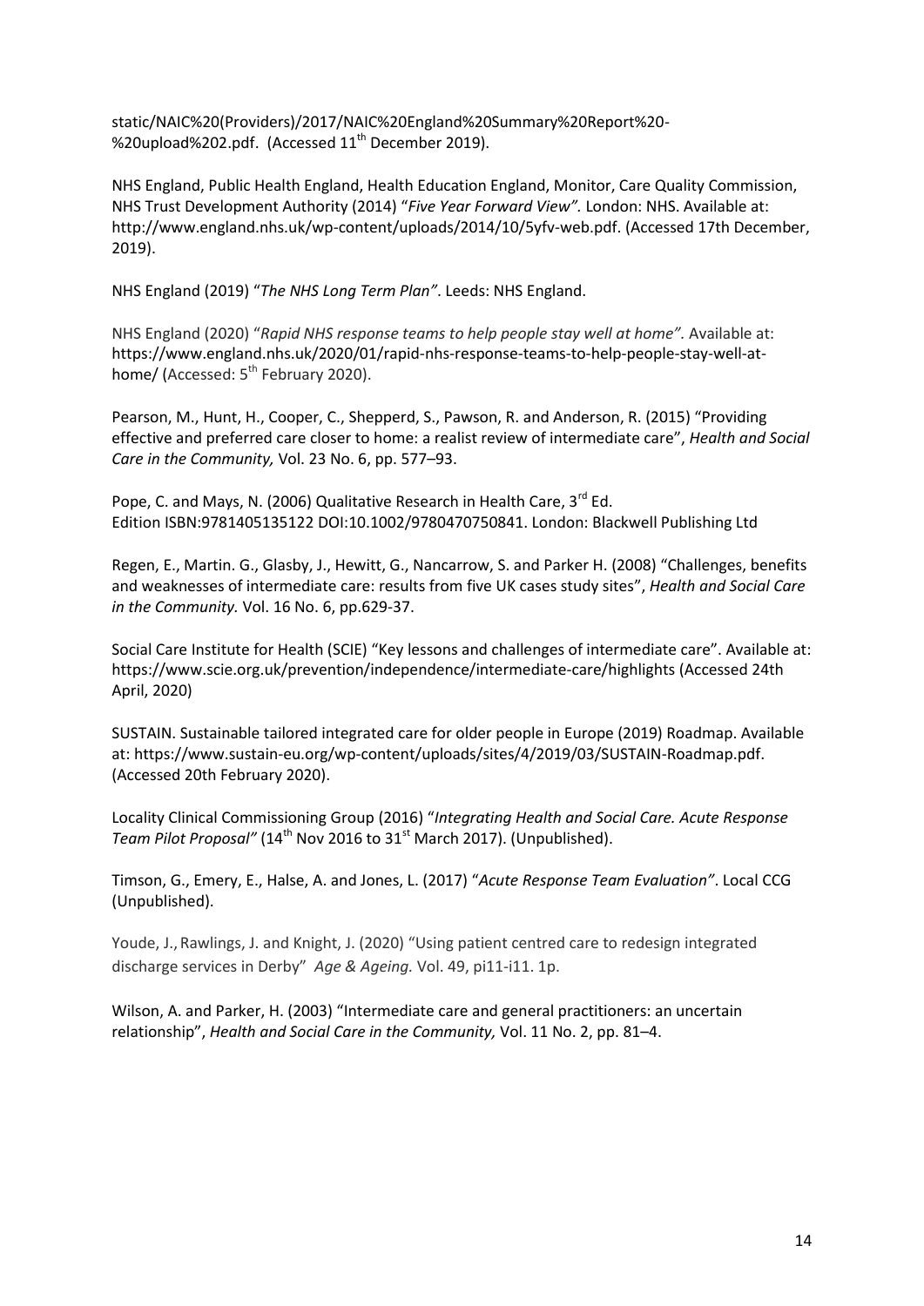static/NAIC%20(Providers)/2017/NAIC%20England%20Summary%20Report%20-%20upload%202.pdf. (Accessed 11th December 2019).

NHS England, Public Health England, Health Education England, Monitor, Care Quality Commission, NHS Trust Development Authority (2014) "*Five Year Forward View".* London: NHS. Available at: http://www.england.nhs.uk/wp-content/uploads/2014/10/5yfv-web.pdf. (Accessed 17th December, 2019).

NHS England (2019) "*The NHS Long Term Plan"*. Leeds: NHS England.

NHS England (2020) "*Rapid NHS response teams to help people stay well at home".* Available at: https://www.england.nhs.uk/2020/01/rapid-nhs-response-teams-to-help-people-stay-well-at-home/ (Accessed: 5th February 2020).

Pearson, M., Hunt, H., Cooper, C., Shepperd, S., Pawson, R. and Anderson, R. (2015) "Providing effective and preferred care closer to home: a realist review of intermediate care", *Health and Social Care in the Community,* Vol. 23 No. 6, pp. 577–93.

Pope, C. and Mays, N. (2006) Qualitative Research in Health Care, 3rd Ed. Edition ISBN:9781405135122 DOI:10.1002/9780470750841. London: Blackwell Publishing Ltd

Regen, E., Martin. G., Glasby, J., Hewitt, G., Nancarrow, S. and Parker H. (2008) "Challenges, benefits and weaknesses of intermediate care: results from five UK cases study sites", *Health and Social Care in the Community.* Vol. 16 No. 6, pp.629-37.

Social Care Institute for Health (SCIE) "Key lessons and challenges of intermediate care". Available at: https://www.scie.org.uk/prevention/independence/intermediate-care/highlights (Accessed 24th April, 2020)

SUSTAIN. Sustainable tailored integrated care for older people in Europe (2019) Roadmap. Available at: https://www.sustain-eu.org/wp-content/uploads/sites/4/2019/03/SUSTAIN-Roadmap.pdf. (Accessed 20th February 2020).

Locality Clinical Commissioning Group (2016) "*Integrating Health and Social Care. Acute Response Team Pilot Proposal"* (14th Nov 2016 to 31st March 2017). (Unpublished).

Timson, G., Emery, E., Halse, A. and Jones, L. (2017) "*Acute Response Team Evaluation"*. Local CCG (Unpublished).

Youde, J., Rawlings, J. and Knight, J. (2020) "Using patient centred care to redesign integrated discharge services in Derby" *Age & Ageing.* Vol. 49, pi11-i11. 1p.

Wilson, A. and Parker, H. (2003) "Intermediate care and general practitioners: an uncertain relationship", *Health and Social Care in the Community,* Vol. 11 No. 2, pp. 81–4.